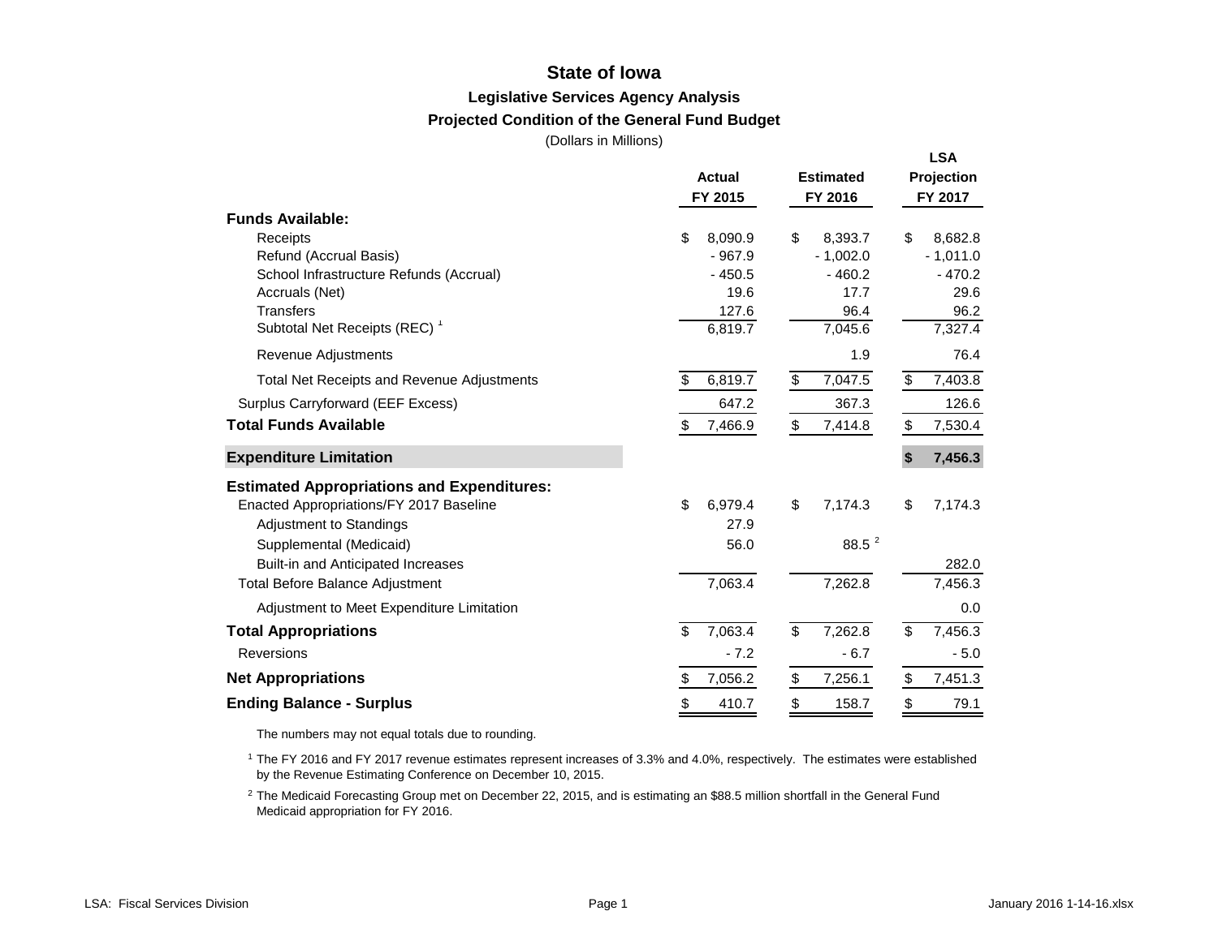# State of Iowa

## Legislative Services Agency Analysis

### Projected Condition of the General Fund Budget

(Dollars in Millions)

| | Actual FY 2015 | Estimated FY 2016 | LSA Projection FY 2017 |
|---|---|---|---|
| **Funds Available:** | | | |
| Receipts | $ 8,090.9 | $ 8,393.7 | $ 8,682.8 |
| Refund (Accrual Basis) | - 967.9 | - 1,002.0 | - 1,011.0 |
| School Infrastructure Refunds (Accrual) | - 450.5 | - 460.2 | - 470.2 |
| Accruals (Net) | 19.6 | 17.7 | 29.6 |
| Transfers | 127.6 | 96.4 | 96.2 |
| Subtotal Net Receipts (REC) [1] | 6,819.7 | 7,045.6 | 7,327.4 |
| Revenue Adjustments | | 1.9 | 76.4 |
| Total Net Receipts and Revenue Adjustments | $ 6,819.7 | $ 7,047.5 | $ 7,403.8 |
| Surplus Carryforward (EEF Excess) | 647.2 | 367.3 | 126.6 |
| **Total Funds Available** | $ 7,466.9 | $ 7,414.8 | $ 7,530.4 |
| **Expenditure Limitation** | | | **$ 7,456.3** |
| **Estimated Appropriations and Expenditures:** | | | |
| Enacted Appropriations/FY 2017 Baseline | $ 6,979.4 | $ 7,174.3 | $ 7,174.3 |
| Adjustment to Standings | 27.9 | | |
| Supplemental (Medicaid) | 56.0 | 88.5 [2] | |
| Built-in and Anticipated Increases | | | 282.0 |
| Total Before Balance Adjustment | 7,063.4 | 7,262.8 | 7,456.3 |
| Adjustment to Meet Expenditure Limitation | | | 0.0 |
| **Total Appropriations** | $ 7,063.4 | $ 7,262.8 | $ 7,456.3 |
| Reversions | - 7.2 | - 6.7 | - 5.0 |
| **Net Appropriations** | $ 7,056.2 | $ 7,256.1 | $ 7,451.3 |
| **Ending Balance - Surplus** | $ 410.7 | $ 158.7 | $ 79.1 |

The numbers may not equal totals due to rounding.

[1] The FY 2016 and FY 2017 revenue estimates represent increases of 3.3% and 4.0%, respectively. The estimates were established by the Revenue Estimating Conference on December 10, 2015.

[2] The Medicaid Forecasting Group met on December 22, 2015, and is estimating an $88.5 million shortfall in the General Fund Medicaid appropriation for FY 2016.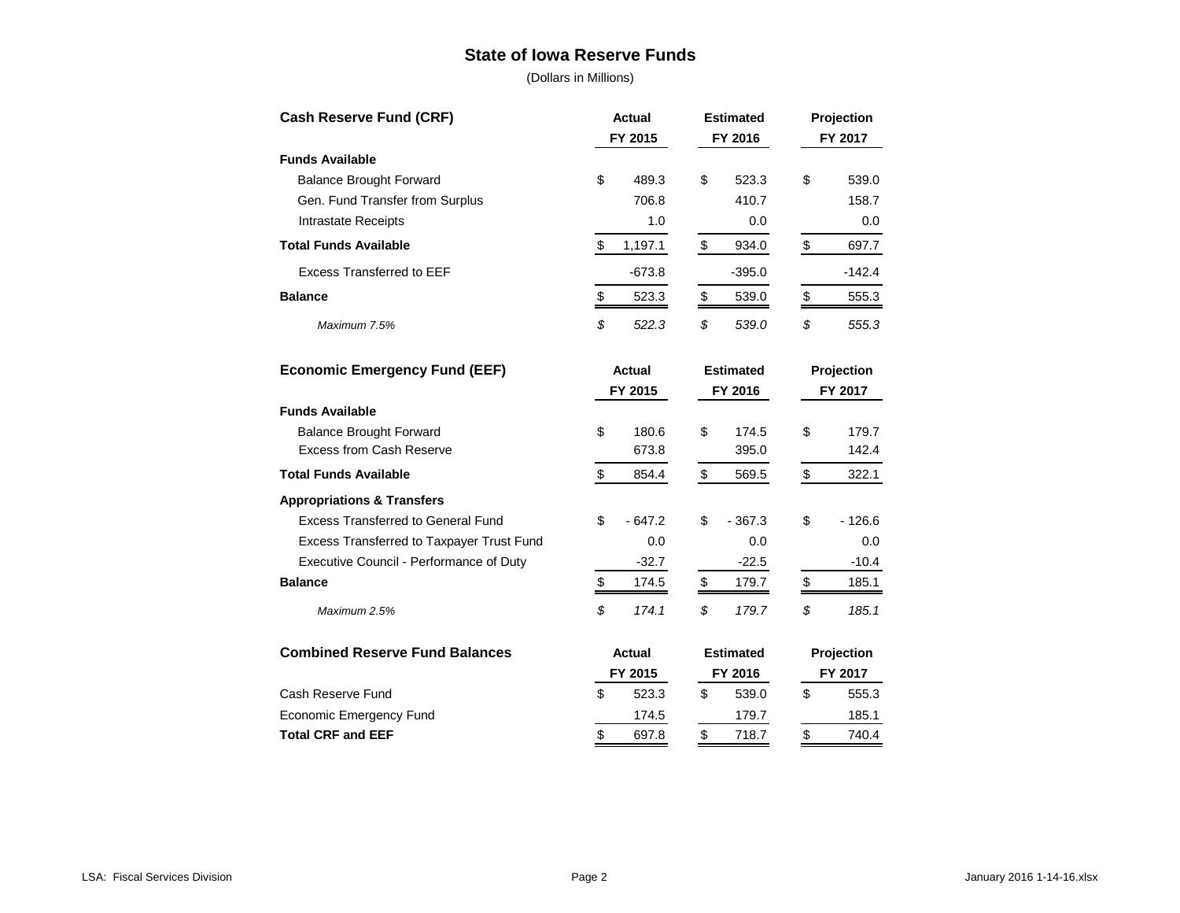# State of Iowa Reserve Funds

(Dollars in Millions)

| Cash Reserve Fund (CRF) | Actual FY 2015 | Estimated FY 2016 | Projection FY 2017 |
|---|---|---|---|
| **Funds Available** | | | |
| Balance Brought Forward | $ 489.3 | $ 523.3 | $ 539.0 |
| Gen. Fund Transfer from Surplus | 706.8 | 410.7 | 158.7 |
| Intrastate Receipts | 1.0 | 0.0 | 0.0 |
| **Total Funds Available** | $ 1,197.1 | $ 934.0 | $ 697.7 |
| Excess Transferred to EEF | -673.8 | -395.0 | -142.4 |
| **Balance** | $ 523.3 | $ 539.0 | $ 555.3 |
| *Maximum 7.5%* | *$ 522.3* | *$ 539.0* | *$ 555.3* |

| Economic Emergency Fund (EEF) | Actual FY 2015 | Estimated FY 2016 | Projection FY 2017 |
|---|---|---|---|
| **Funds Available** | | | |
| Balance Brought Forward | $ 180.6 | $ 174.5 | $ 179.7 |
| Excess from Cash Reserve | 673.8 | 395.0 | 142.4 |
| **Total Funds Available** | $ 854.4 | $ 569.5 | $ 322.1 |
| **Appropriations & Transfers** | | | |
| Excess Transferred to General Fund | $ - 647.2 | $ - 367.3 | $ - 126.6 |
| Excess Transferred to Taxpayer Trust Fund | 0.0 | 0.0 | 0.0 |
| Executive Council - Performance of Duty | -32.7 | -22.5 | -10.4 |
| **Balance** | $ 174.5 | $ 179.7 | $ 185.1 |
| *Maximum 2.5%* | *$ 174.1* | *$ 179.7* | *$ 185.1* |

| Combined Reserve Fund Balances | Actual FY 2015 | Estimated FY 2016 | Projection FY 2017 |
|---|---|---|---|
| Cash Reserve Fund | $ 523.3 | $ 539.0 | $ 555.3 |
| Economic Emergency Fund | 174.5 | 179.7 | 185.1 |
| **Total CRF and EEF** | $ 697.8 | $ 718.7 | $ 740.4 |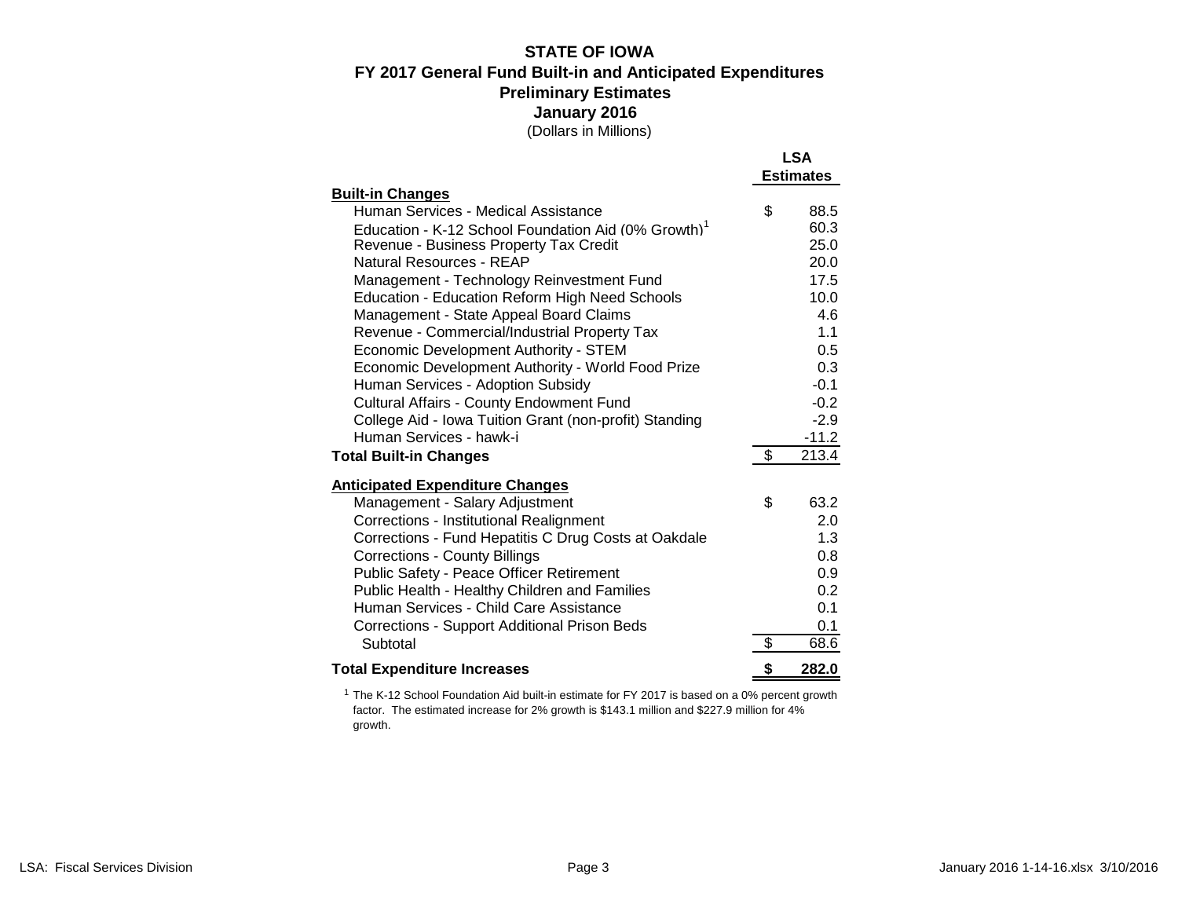# STATE OF IOWA

## FY 2017 General Fund Built-in and Anticipated Expenditures

### Preliminary Estimates

### January 2016

(Dollars in Millions)

| | LSA Estimates |
|---|---|
| **Built-in Changes** | |
| Human Services - Medical Assistance | $ 88.5 |
| Education - K-12 School Foundation Aid (0% Growth)[1] | 60.3 |
| Revenue - Business Property Tax Credit | 25.0 |
| Natural Resources - REAP | 20.0 |
| Management - Technology Reinvestment Fund | 17.5 |
| Education - Education Reform High Need Schools | 10.0 |
| Management - State Appeal Board Claims | 4.6 |
| Revenue - Commercial/Industrial Property Tax | 1.1 |
| Economic Development Authority - STEM | 0.5 |
| Economic Development Authority - World Food Prize | 0.3 |
| Human Services - Adoption Subsidy | -0.1 |
| Cultural Affairs - County Endowment Fund | -0.2 |
| College Aid - Iowa Tuition Grant (non-profit) Standing | -2.9 |
| Human Services - hawk-i | -11.2 |
| **Total Built-in Changes** | $ 213.4 |
| **Anticipated Expenditure Changes** | |
| Management - Salary Adjustment | $ 63.2 |
| Corrections - Institutional Realignment | 2.0 |
| Corrections - Fund Hepatitis C Drug Costs at Oakdale | 1.3 |
| Corrections - County Billings | 0.8 |
| Public Safety - Peace Officer Retirement | 0.9 |
| Public Health - Healthy Children and Families | 0.2 |
| Human Services - Child Care Assistance | 0.1 |
| Corrections - Support Additional Prison Beds | 0.1 |
| Subtotal | $ 68.6 |
| **Total Expenditure Increases** | **$ 282.0** |

[1] The K-12 School Foundation Aid built-in estimate for FY 2017 is based on a 0% percent growth factor. The estimated increase for 2% growth is $143.1 million and $227.9 million for 4% growth.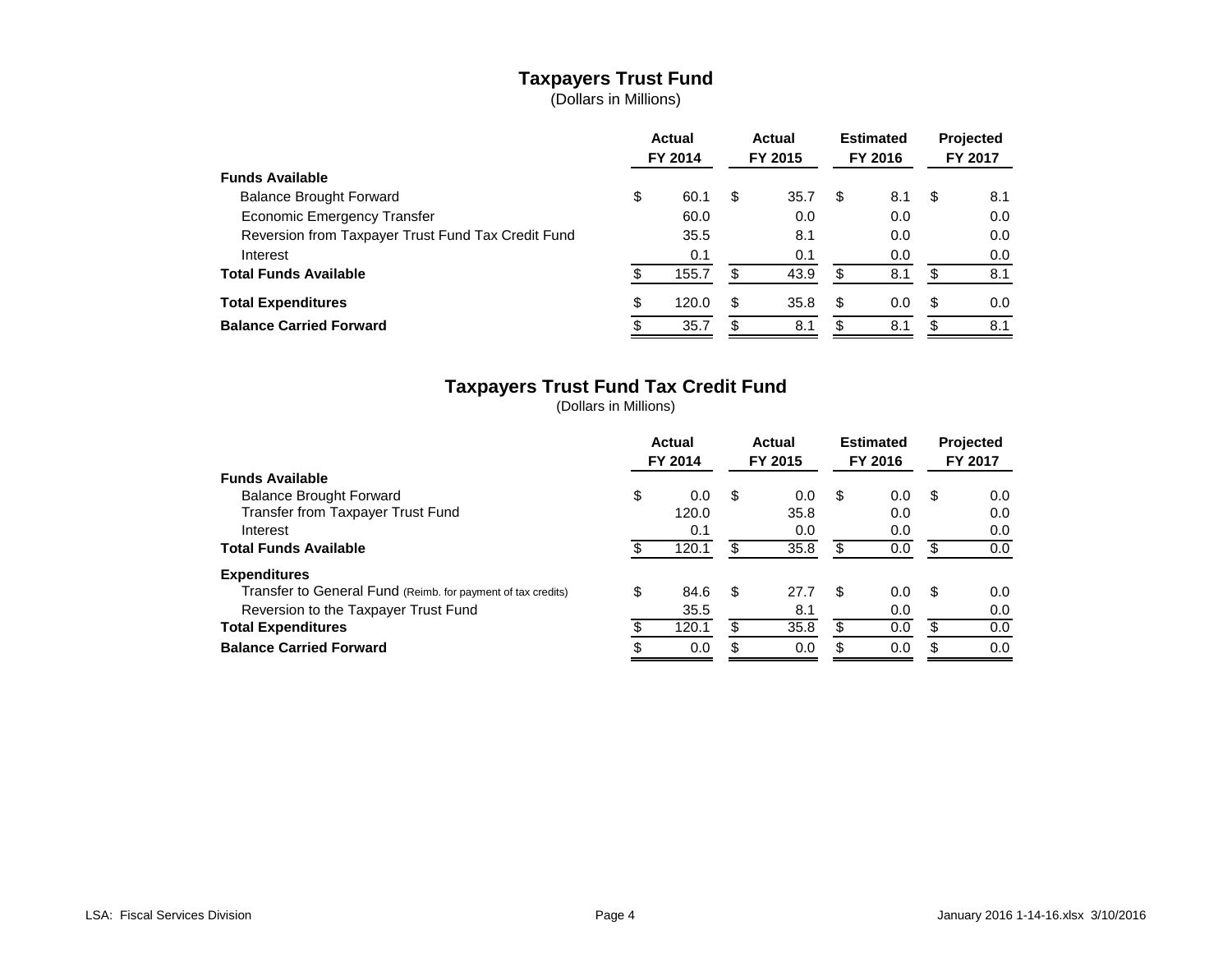## Taxpayers Trust Fund

(Dollars in Millions)

| | Actual FY 2014 | Actual FY 2015 | Estimated FY 2016 | Projected FY 2017 |
|---|---|---|---|---|
| **Funds Available** | | | | |
| Balance Brought Forward | $ 60.1 | $ 35.7 | $ 8.1 | $ 8.1 |
| Economic Emergency Transfer | 60.0 | 0.0 | 0.0 | 0.0 |
| Reversion from Taxpayer Trust Fund Tax Credit Fund | 35.5 | 8.1 | 0.0 | 0.0 |
| Interest | 0.1 | 0.1 | 0.0 | 0.0 |
| **Total Funds Available** | $ 155.7 | $ 43.9 | $ 8.1 | $ 8.1 |
| **Total Expenditures** | $ 120.0 | $ 35.8 | $ 0.0 | $ 0.0 |
| **Balance Carried Forward** | $ 35.7 | $ 8.1 | $ 8.1 | $ 8.1 |

## Taxpayers Trust Fund Tax Credit Fund

(Dollars in Millions)

| | Actual FY 2014 | Actual FY 2015 | Estimated FY 2016 | Projected FY 2017 |
|---|---|---|---|---|
| **Funds Available** | | | | |
| Balance Brought Forward | $ 0.0 | $ 0.0 | $ 0.0 | $ 0.0 |
| Transfer from Taxpayer Trust Fund | 120.0 | 35.8 | 0.0 | 0.0 |
| Interest | 0.1 | 0.0 | 0.0 | 0.0 |
| **Total Funds Available** | $ 120.1 | $ 35.8 | $ 0.0 | $ 0.0 |
| **Expenditures** | | | | |
| Transfer to General Fund (Reimb. for payment of tax credits) | $ 84.6 | $ 27.7 | $ 0.0 | $ 0.0 |
| Reversion to the Taxpayer Trust Fund | 35.5 | 8.1 | 0.0 | 0.0 |
| **Total Expenditures** | $ 120.1 | $ 35.8 | $ 0.0 | $ 0.0 |
| **Balance Carried Forward** | $ 0.0 | $ 0.0 | $ 0.0 | $ 0.0 |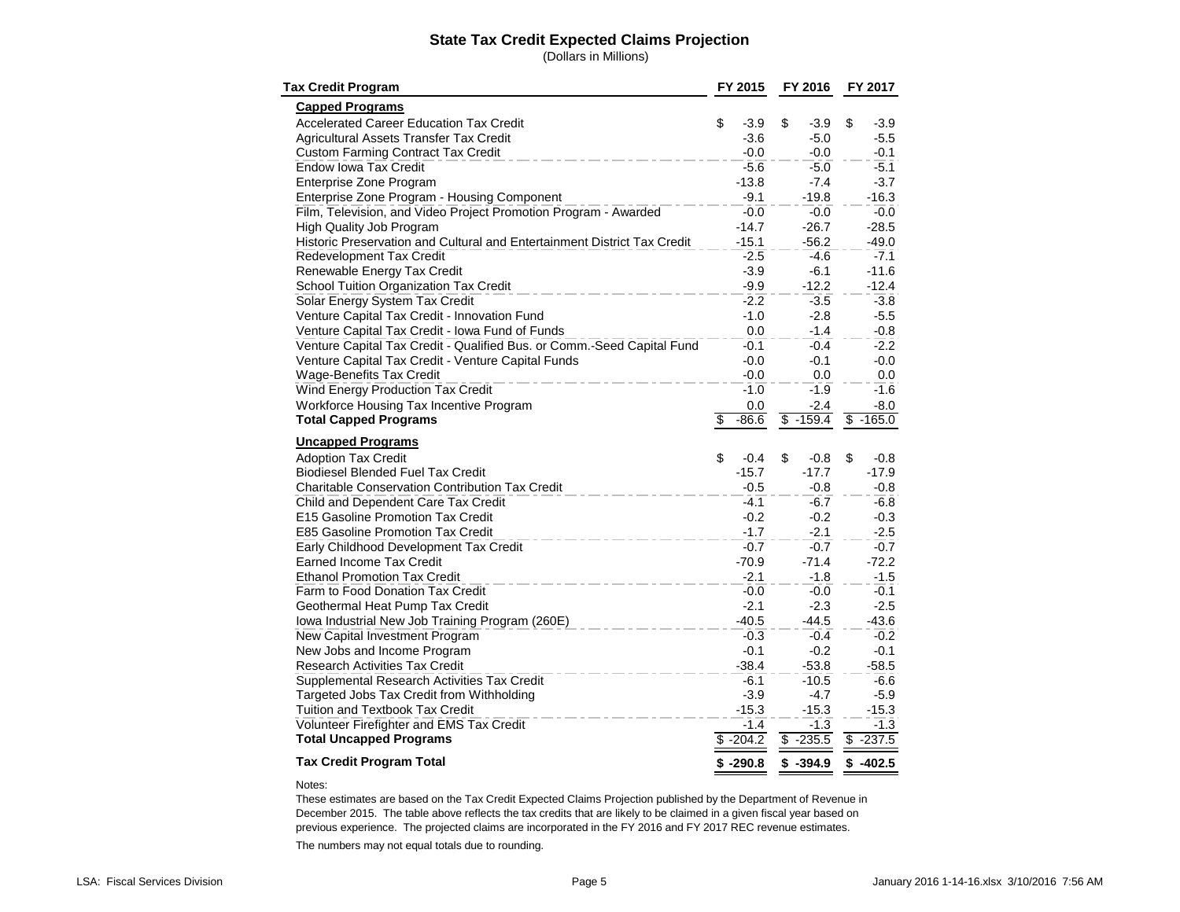# State Tax Credit Expected Claims Projection

(Dollars in Millions)

| Tax Credit Program | FY 2015 | FY 2016 | FY 2017 |
|---|---|---|---|
| **Capped Programs** | | | |
| Accelerated Career Education Tax Credit | $ -3.9 | $ -3.9 | $ -3.9 |
| Agricultural Assets Transfer Tax Credit | -3.6 | -5.0 | -5.5 |
| Custom Farming Contract Tax Credit | -0.0 | -0.0 | -0.1 |
| Endow Iowa Tax Credit | -5.6 | -5.0 | -5.1 |
| Enterprise Zone Program | -13.8 | -7.4 | -3.7 |
| Enterprise Zone Program - Housing Component | -9.1 | -19.8 | -16.3 |
| Film, Television, and Video Project Promotion Program - Awarded | -0.0 | -0.0 | -0.0 |
| High Quality Job Program | -14.7 | -26.7 | -28.5 |
| Historic Preservation and Cultural and Entertainment District Tax Credit | -15.1 | -56.2 | -49.0 |
| Redevelopment Tax Credit | -2.5 | -4.6 | -7.1 |
| Renewable Energy Tax Credit | -3.9 | -6.1 | -11.6 |
| School Tuition Organization Tax Credit | -9.9 | -12.2 | -12.4 |
| Solar Energy System Tax Credit | -2.2 | -3.5 | -3.8 |
| Venture Capital Tax Credit - Innovation Fund | -1.0 | -2.8 | -5.5 |
| Venture Capital Tax Credit - Iowa Fund of Funds | 0.0 | -1.4 | -0.8 |
| Venture Capital Tax Credit - Qualified Bus. or Comm.-Seed Capital Fund | -0.1 | -0.4 | -2.2 |
| Venture Capital Tax Credit - Venture Capital Funds | -0.0 | -0.1 | -0.0 |
| Wage-Benefits Tax Credit | -0.0 | 0.0 | 0.0 |
| Wind Energy Production Tax Credit | -1.0 | -1.9 | -1.6 |
| Workforce Housing Tax Incentive Program | 0.0 | -2.4 | -8.0 |
| **Total Capped Programs** | $ -86.6 | $ -159.4 | $ -165.0 |
| **Uncapped Programs** | | | |
| Adoption Tax Credit | $ -0.4 | $ -0.8 | $ -0.8 |
| Biodiesel Blended Fuel Tax Credit | -15.7 | -17.7 | -17.9 |
| Charitable Conservation Contribution Tax Credit | -0.5 | -0.8 | -0.8 |
| Child and Dependent Care Tax Credit | -4.1 | -6.7 | -6.8 |
| E15 Gasoline Promotion Tax Credit | -0.2 | -0.2 | -0.3 |
| E85 Gasoline Promotion Tax Credit | -1.7 | -2.1 | -2.5 |
| Early Childhood Development Tax Credit | -0.7 | -0.7 | -0.7 |
| Earned Income Tax Credit | -70.9 | -71.4 | -72.2 |
| Ethanol Promotion Tax Credit | -2.1 | -1.8 | -1.5 |
| Farm to Food Donation Tax Credit | -0.0 | -0.0 | -0.1 |
| Geothermal Heat Pump Tax Credit | -2.1 | -2.3 | -2.5 |
| Iowa Industrial New Job Training Program (260E) | -40.5 | -44.5 | -43.6 |
| New Capital Investment Program | -0.3 | -0.4 | -0.2 |
| New Jobs and Income Program | -0.1 | -0.2 | -0.1 |
| Research Activities Tax Credit | -38.4 | -53.8 | -58.5 |
| Supplemental Research Activities Tax Credit | -6.1 | -10.5 | -6.6 |
| Targeted Jobs Tax Credit from Withholding | -3.9 | -4.7 | -5.9 |
| Tuition and Textbook Tax Credit | -15.3 | -15.3 | -15.3 |
| Volunteer Firefighter and EMS Tax Credit | -1.4 | -1.3 | -1.3 |
| **Total Uncapped Programs** | $ -204.2 | $ -235.5 | $ -237.5 |
| **Tax Credit Program Total** | **$ -290.8** | **$ -394.9** | **$ -402.5** |

Notes:

These estimates are based on the Tax Credit Expected Claims Projection published by the Department of Revenue in December 2015. The table above reflects the tax credits that are likely to be claimed in a given fiscal year based on previous experience. The projected claims are incorporated in the FY 2016 and FY 2017 REC revenue estimates.

The numbers may not equal totals due to rounding.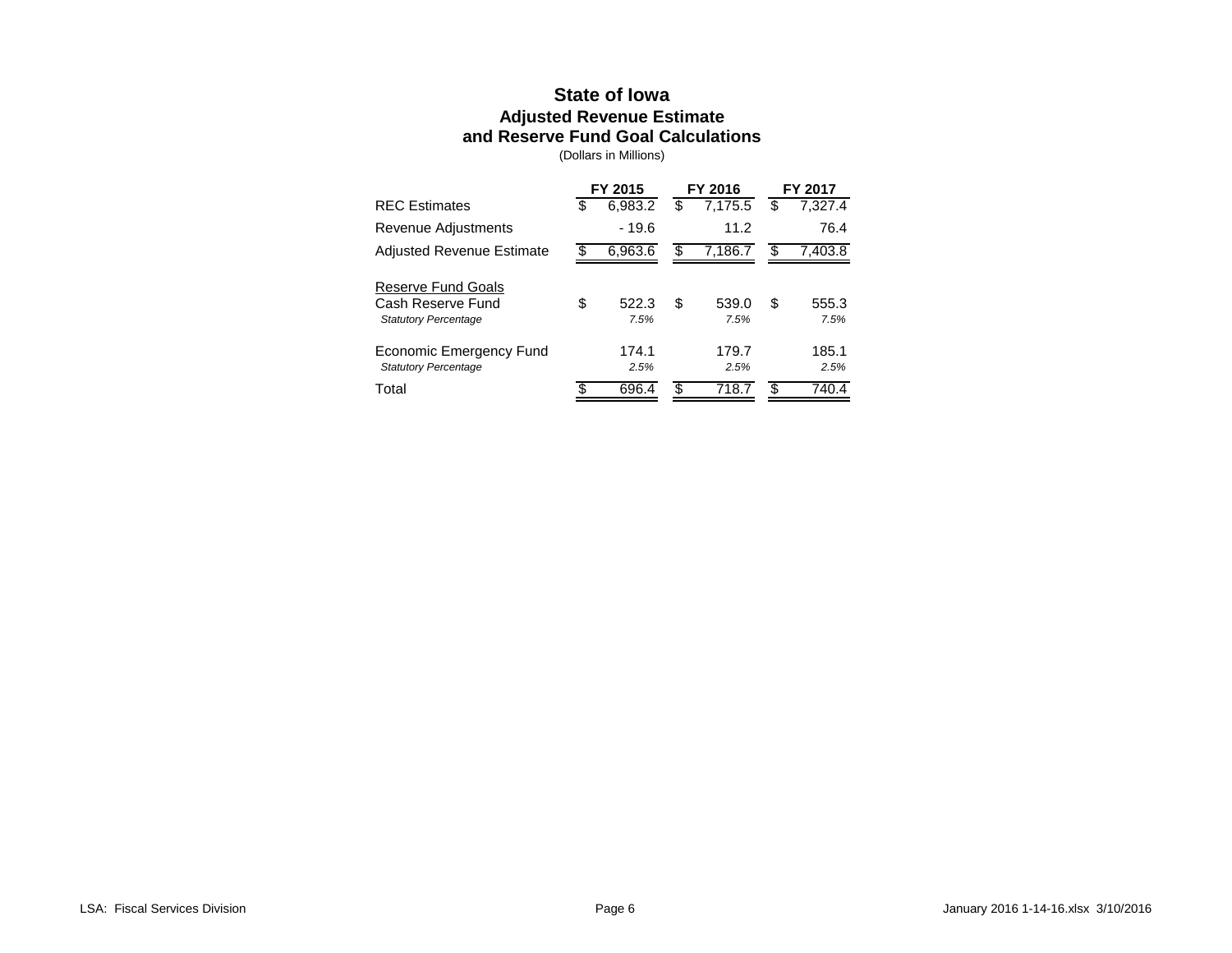# State of Iowa

## Adjusted Revenue Estimate and Reserve Fund Goal Calculations

(Dollars in Millions)

| | FY 2015 | FY 2016 | FY 2017 |
|---|---|---|---|
| REC Estimates | $ 6,983.2 | $ 7,175.5 | $ 7,327.4 |
| Revenue Adjustments | - 19.6 | 11.2 | 76.4 |
| Adjusted Revenue Estimate | $ 6,963.6 | $ 7,186.7 | $ 7,403.8 |
| Reserve Fund Goals | | | |
| Cash Reserve Fund | $ 522.3 | $ 539.0 | $ 555.3 |
| *Statutory Percentage* | *7.5%* | *7.5%* | *7.5%* |
| Economic Emergency Fund | 174.1 | 179.7 | 185.1 |
| *Statutory Percentage* | *2.5%* | *2.5%* | *2.5%* |
| Total | $ 696.4 | $ 718.7 | $ 740.4 |

LSA: Fiscal Services Division

January 2016 1-14-16.xlsx 3/10/2016